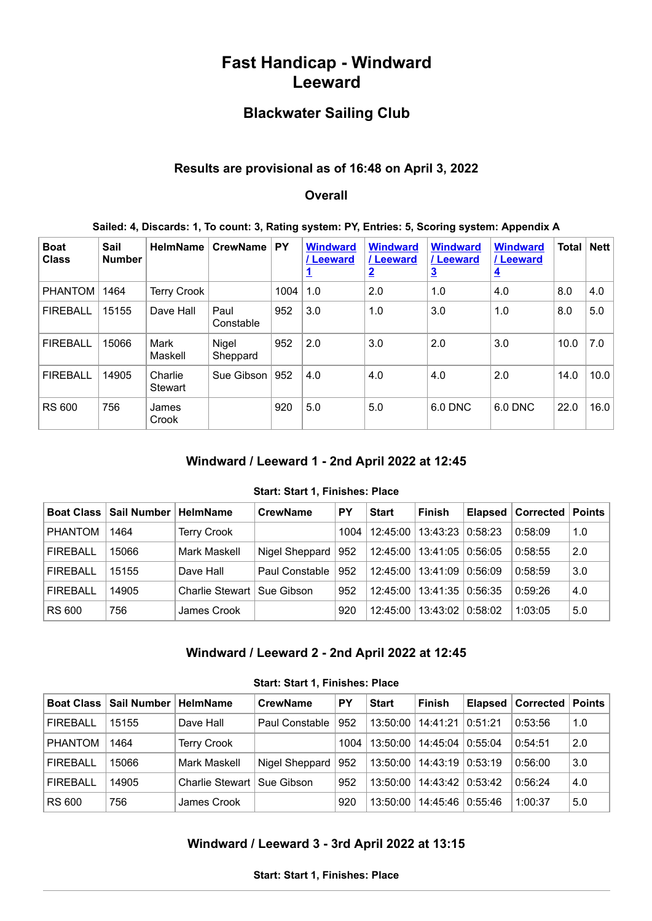# Fast Handicap - Windward Leeward

## Blackwater Sailing Club

### Results are provisional as of 16:48 on April 3, 2022

### Overall

**Sailed: 4, Discards: 1, To count: 3, Rating system: PY, Entries: 5, Scoring system: Appendix A**

| Boat Class | Sail Number | HelmName | CrewName | PY | Windward / Leeward 1 | Windward / Leeward 2 | Windward / Leeward 3 | Windward / Leeward 4 | Total | Nett |
|---|---|---|---|---|---|---|---|---|---|---|
| PHANTOM | 1464 | Terry Crook | | 1004 | 1.0 | 2.0 | 1.0 | 4.0 | 8.0 | 4.0 |
| FIREBALL | 15155 | Dave Hall | Paul Constable | 952 | 3.0 | 1.0 | 3.0 | 1.0 | 8.0 | 5.0 |
| FIREBALL | 15066 | Mark Maskell | Nigel Sheppard | 952 | 2.0 | 3.0 | 2.0 | 3.0 | 10.0 | 7.0 |
| FIREBALL | 14905 | Charlie Stewart | Sue Gibson | 952 | 4.0 | 4.0 | 4.0 | 2.0 | 14.0 | 10.0 |
| RS 600 | 756 | James Crook | | 920 | 5.0 | 5.0 | 6.0 DNC | 6.0 DNC | 22.0 | 16.0 |

### Windward / Leeward 1 - 2nd April 2022 at 12:45

**Start: Start 1, Finishes: Place**

| Boat Class | Sail Number | HelmName | CrewName | PY | Start | Finish | Elapsed | Corrected | Points |
|---|---|---|---|---|---|---|---|---|---|
| PHANTOM | 1464 | Terry Crook | | 1004 | 12:45:00 | 13:43:23 | 0:58:23 | 0:58:09 | 1.0 |
| FIREBALL | 15066 | Mark Maskell | Nigel Sheppard | 952 | 12:45:00 | 13:41:05 | 0:56:05 | 0:58:55 | 2.0 |
| FIREBALL | 15155 | Dave Hall | Paul Constable | 952 | 12:45:00 | 13:41:09 | 0:56:09 | 0:58:59 | 3.0 |
| FIREBALL | 14905 | Charlie Stewart | Sue Gibson | 952 | 12:45:00 | 13:41:35 | 0:56:35 | 0:59:26 | 4.0 |
| RS 600 | 756 | James Crook | | 920 | 12:45:00 | 13:43:02 | 0:58:02 | 1:03:05 | 5.0 |

### Windward / Leeward 2 - 2nd April 2022 at 12:45

**Start: Start 1, Finishes: Place**

| Boat Class | Sail Number | HelmName | CrewName | PY | Start | Finish | Elapsed | Corrected | Points |
|---|---|---|---|---|---|---|---|---|---|
| FIREBALL | 15155 | Dave Hall | Paul Constable | 952 | 13:50:00 | 14:41:21 | 0:51:21 | 0:53:56 | 1.0 |
| PHANTOM | 1464 | Terry Crook | | 1004 | 13:50:00 | 14:45:04 | 0:55:04 | 0:54:51 | 2.0 |
| FIREBALL | 15066 | Mark Maskell | Nigel Sheppard | 952 | 13:50:00 | 14:43:19 | 0:53:19 | 0:56:00 | 3.0 |
| FIREBALL | 14905 | Charlie Stewart | Sue Gibson | 952 | 13:50:00 | 14:43:42 | 0:53:42 | 0:56:24 | 4.0 |
| RS 600 | 756 | James Crook | | 920 | 13:50:00 | 14:45:46 | 0:55:46 | 1:00:37 | 5.0 |

### Windward / Leeward 3 - 3rd April 2022 at 13:15

**Start: Start 1, Finishes: Place**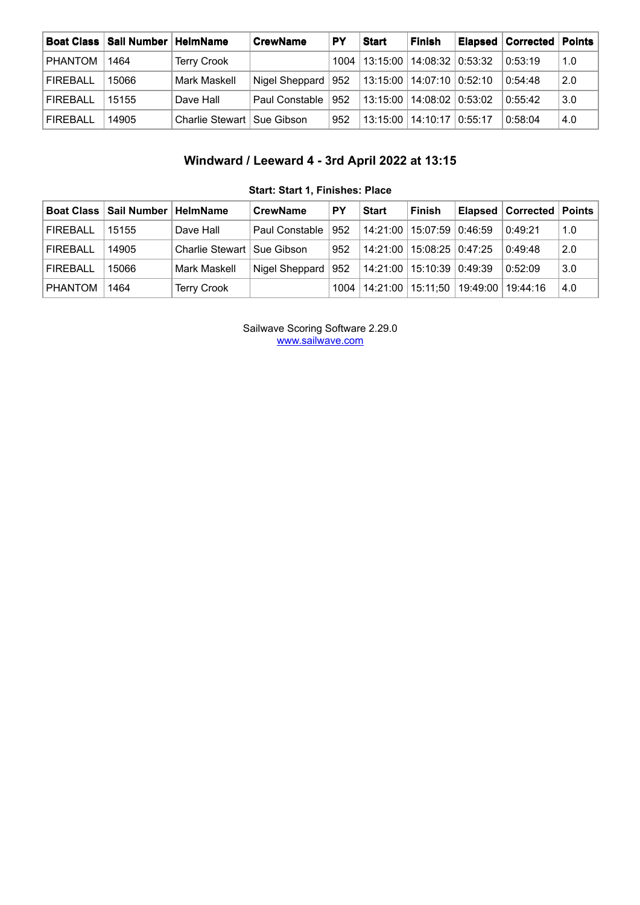| Boat Class | Sail Number | HelmName | CrewName | PY | Start | Finish | Elapsed | Corrected | Points |
|---|---|---|---|---|---|---|---|---|---|
| PHANTOM | 1464 | Terry Crook | | 1004 | 13:15:00 | 14:08:32 | 0:53:32 | 0:53:19 | 1.0 |
| FIREBALL | 15066 | Mark Maskell | Nigel Sheppard | 952 | 13:15:00 | 14:07:10 | 0:52:10 | 0:54:48 | 2.0 |
| FIREBALL | 15155 | Dave Hall | Paul Constable | 952 | 13:15:00 | 14:08:02 | 0:53:02 | 0:55:42 | 3.0 |
| FIREBALL | 14905 | Charlie Stewart | Sue Gibson | 952 | 13:15:00 | 14:10:17 | 0:55:17 | 0:58:04 | 4.0 |

## Windward / Leeward 4 - 3rd April 2022 at 13:15

**Start: Start 1, Finishes: Place**

| Boat Class | Sail Number | HelmName | CrewName | PY | Start | Finish | Elapsed | Corrected | Points |
|---|---|---|---|---|---|---|---|---|---|
| FIREBALL | 15155 | Dave Hall | Paul Constable | 952 | 14:21:00 | 15:07:59 | 0:46:59 | 0:49:21 | 1.0 |
| FIREBALL | 14905 | Charlie Stewart | Sue Gibson | 952 | 14:21:00 | 15:08:25 | 0:47:25 | 0:49:48 | 2.0 |
| FIREBALL | 15066 | Mark Maskell | Nigel Sheppard | 952 | 14:21:00 | 15:10:39 | 0:49:39 | 0:52:09 | 3.0 |
| PHANTOM | 1464 | Terry Crook | | 1004 | 14:21:00 | 15:11;50 | 19:49:00 | 19:44:16 | 4.0 |

Sailwave Scoring Software 2.29.0
www.sailwave.com